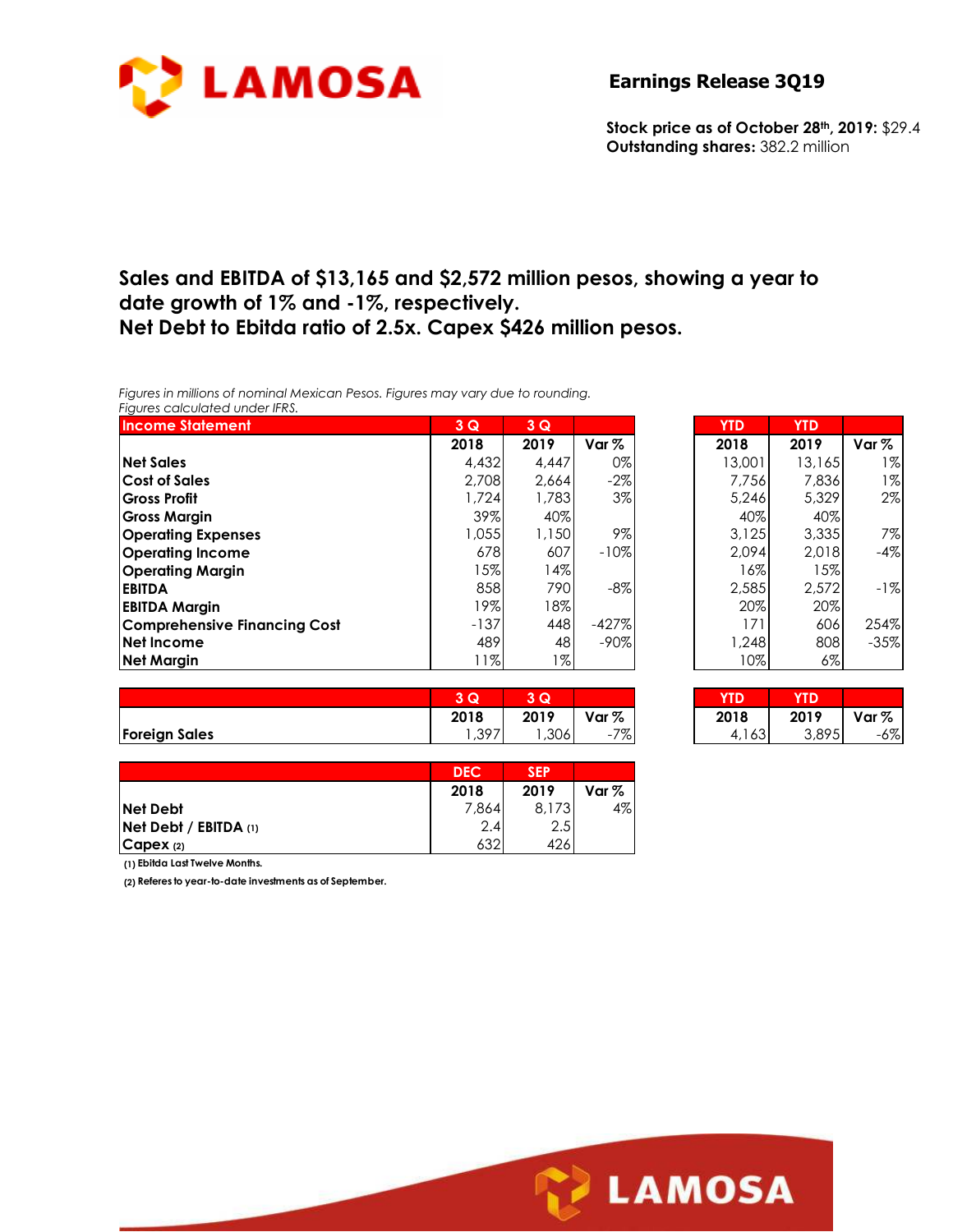# Earnings Release 3Q19

**Stock price as of October 28th, 2019:** $29.4
**Outstanding shares:** 382.2 million

## Sales and EBITDA of $13,165 and $2,572 million pesos, showing a year to date growth of 1% and -1%, respectively. Net Debt to Ebitda ratio of 2.5x. Capex $426 million pesos.

*Figures in millions of nominal Mexican Pesos. Figures may vary due to rounding.*
*Figures calculated under IFRS.*

| Income Statement | 3 Q 2018 | 3 Q 2019 | Var % | YTD 2018 | YTD 2019 | Var % |
|---|---|---|---|---|---|---|
| Net Sales | 4,432 | 4,447 | 0% | 13,001 | 13,165 | 1% |
| Cost of Sales | 2,708 | 2,664 | -2% | 7,756 | 7,836 | 1% |
| Gross Profit | 1,724 | 1,783 | 3% | 5,246 | 5,329 | 2% |
| Gross Margin | 39% | 40% | | 40% | 40% | |
| Operating Expenses | 1,055 | 1,150 | 9% | 3,125 | 3,335 | 7% |
| Operating Income | 678 | 607 | -10% | 2,094 | 2,018 | -4% |
| Operating Margin | 15% | 14% | | 16% | 15% | |
| EBITDA | 858 | 790 | -8% | 2,585 | 2,572 | -1% |
| EBITDA Margin | 19% | 18% | | 20% | 20% | |
| Comprehensive Financing Cost | -137 | 448 | -427% | 171 | 606 | 254% |
| Net Income | 489 | 48 | -90% | 1,248 | 808 | -35% |
| Net Margin | 11% | 1% | | 10% | 6% | |

| | 3 Q 2018 | 3 Q 2019 | Var % | YTD 2018 | YTD 2019 | Var % |
|---|---|---|---|---|---|---|
| Foreign Sales | 1,397 | 1,306 | -7% | 4,163 | 3,895 | -6% |

| | DEC 2018 | SEP 2019 | Var % |
|---|---|---|---|
| Net Debt | 7,864 | 8,173 | 4% |
| Net Debt / EBITDA (1) | 2.4 | 2.5 | |
| Capex (2) | 632 | 426 | |

(1) Ebitda Last Twelve Months.

(2) Referes to year-to-date investments as of September.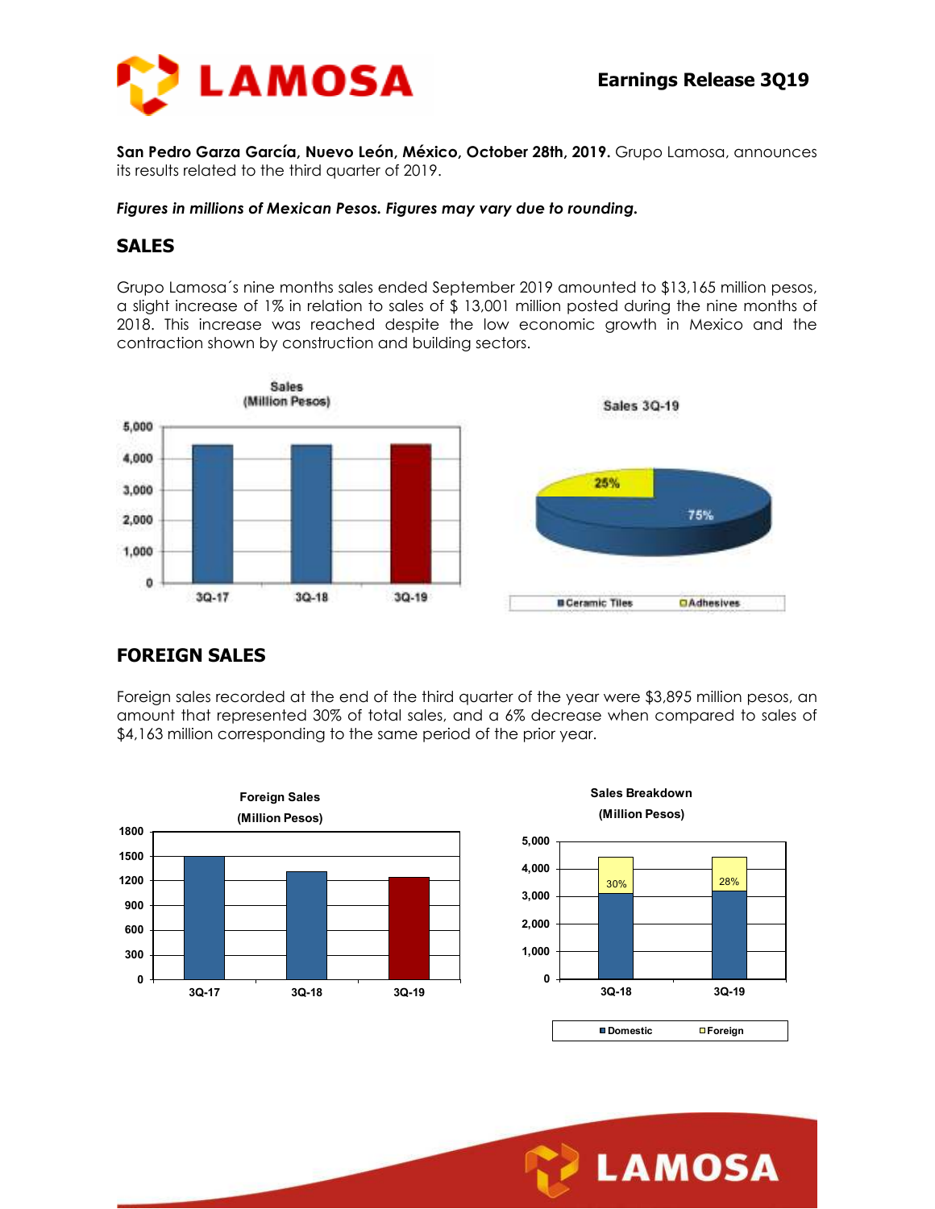**San Pedro Garza García, Nuevo León, México, October 28th, 2019.** Grupo Lamosa, announces its results related to the third quarter of 2019.

***Figures in millions of Mexican Pesos. Figures may vary due to rounding.***

## SALES

Grupo Lamosa´s nine months sales ended September 2019 amounted to $13,165 million pesos, a slight increase of 1% in relation to sales of $ 13,001 million posted during the nine months of 2018. This increase was reached despite the low economic growth in Mexico and the contraction shown by construction and building sectors.

## FOREIGN SALES

Foreign sales recorded at the end of the third quarter of the year were $3,895 million pesos, an amount that represented 30% of total sales, and a 6% decrease when compared to sales of $4,163 million corresponding to the same period of the prior year.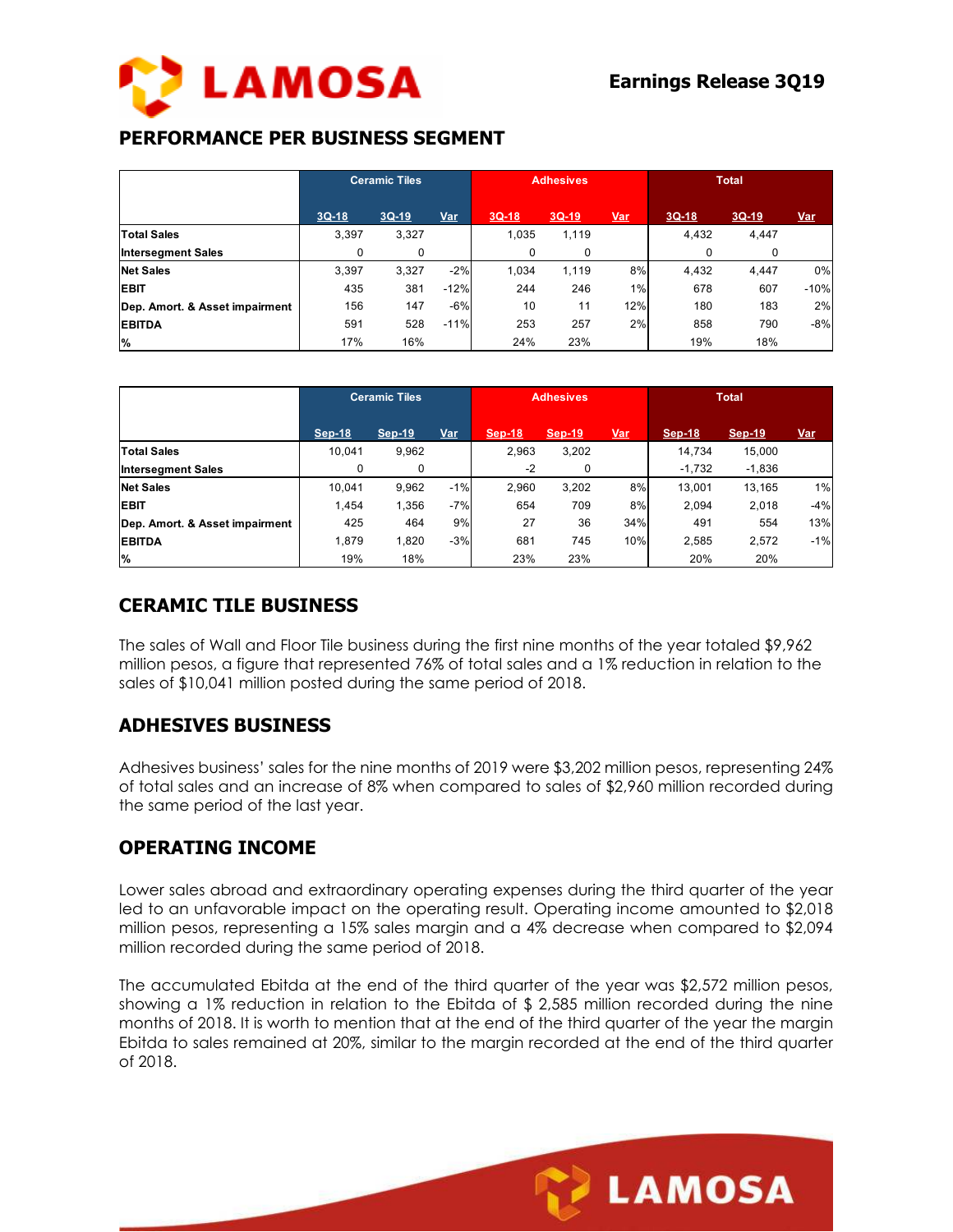## PERFORMANCE PER BUSINESS SEGMENT

| | Ceramic Tiles | | | Adhesives | | | Total | | |
|---|---|---|---|---|---|---|---|---|---|
| | 3Q-18 | 3Q-19 | Var | 3Q-18 | 3Q-19 | Var | 3Q-18 | 3Q-19 | Var |
| **Total Sales** | 3,397 | 3,327 | | 1,035 | 1,119 | | 4,432 | 4,447 | |
| **Intersegment Sales** | 0 | 0 | | 0 | 0 | | 0 | 0 | |
| **Net Sales** | 3,397 | 3,327 | -2% | 1,034 | 1,119 | 8% | 4,432 | 4,447 | 0% |
| **EBIT** | 435 | 381 | -12% | 244 | 246 | 1% | 678 | 607 | -10% |
| **Dep. Amort. & Asset impairment** | 156 | 147 | -6% | 10 | 11 | 12% | 180 | 183 | 2% |
| **EBITDA** | 591 | 528 | -11% | 253 | 257 | 2% | 858 | 790 | -8% |
| **%** | 17% | 16% | | 24% | 23% | | 19% | 18% | |

| | Ceramic Tiles | | | Adhesives | | | Total | | |
|---|---|---|---|---|---|---|---|---|---|
| | Sep-18 | Sep-19 | Var | Sep-18 | Sep-19 | Var | Sep-18 | Sep-19 | Var |
| **Total Sales** | 10,041 | 9,962 | | 2,963 | 3,202 | | 14,734 | 15,000 | |
| **Intersegment Sales** | 0 | 0 | | -2 | 0 | | -1,732 | -1,836 | |
| **Net Sales** | 10,041 | 9,962 | -1% | 2,960 | 3,202 | 8% | 13,001 | 13,165 | 1% |
| **EBIT** | 1,454 | 1,356 | -7% | 654 | 709 | 8% | 2,094 | 2,018 | -4% |
| **Dep. Amort. & Asset impairment** | 425 | 464 | 9% | 27 | 36 | 34% | 491 | 554 | 13% |
| **EBITDA** | 1,879 | 1,820 | -3% | 681 | 745 | 10% | 2,585 | 2,572 | -1% |
| **%** | 19% | 18% | | 23% | 23% | | 20% | 20% | |

## CERAMIC TILE BUSINESS

The sales of Wall and Floor Tile business during the first nine months of the year totaled $9,962 million pesos, a figure that represented 76% of total sales and a 1% reduction in relation to the sales of $10,041 million posted during the same period of 2018.

## ADHESIVES BUSINESS

Adhesives business' sales for the nine months of 2019 were $3,202 million pesos, representing 24% of total sales and an increase of 8% when compared to sales of $2,960 million recorded during the same period of the last year.

## OPERATING INCOME

Lower sales abroad and extraordinary operating expenses during the third quarter of the year led to an unfavorable impact on the operating result. Operating income amounted to $2,018 million pesos, representing a 15% sales margin and a 4% decrease when compared to $2,094 million recorded during the same period of 2018.

The accumulated Ebitda at the end of the third quarter of the year was $2,572 million pesos, showing a 1% reduction in relation to the Ebitda of $ 2,585 million recorded during the nine months of 2018. It is worth to mention that at the end of the third quarter of the year the margin Ebitda to sales remained at 20%, similar to the margin recorded at the end of the third quarter of 2018.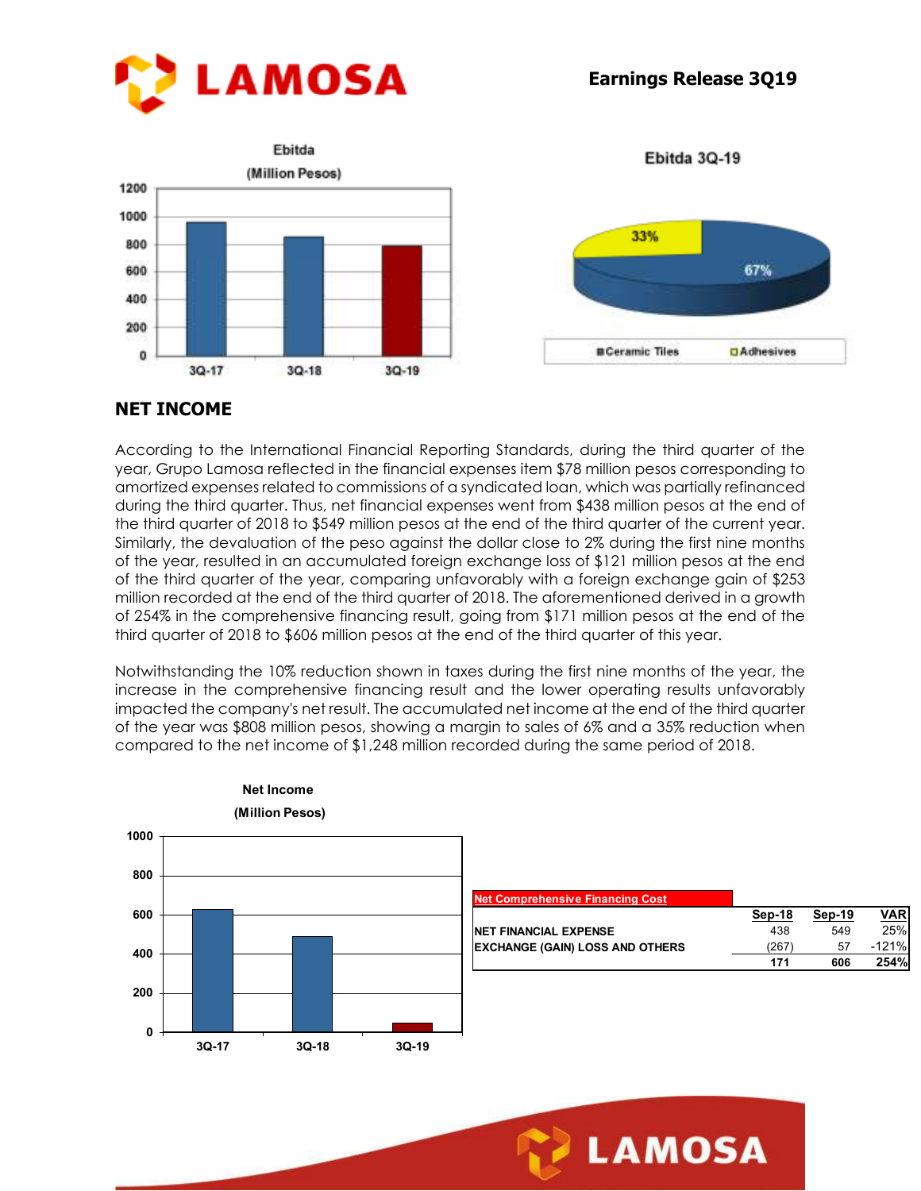## NET INCOME

According to the International Financial Reporting Standards, during the third quarter of the year, Grupo Lamosa reflected in the financial expenses item $78 million pesos corresponding to amortized expenses related to commissions of a syndicated loan, which was partially refinanced during the third quarter. Thus, net financial expenses went from $438 million pesos at the end of the third quarter of 2018 to $549 million pesos at the end of the third quarter of the current year. Similarly, the devaluation of the peso against the dollar close to 2% during the first nine months of the year, resulted in an accumulated foreign exchange loss of $121 million pesos at the end of the third quarter of the year, comparing unfavorably with a foreign exchange gain of $253 million recorded at the end of the third quarter of 2018. The aforementioned derived in a growth of 254% in the comprehensive financing result, going from $171 million pesos at the end of the third quarter of 2018 to $606 million pesos at the end of the third quarter of this year.

Notwithstanding the 10% reduction shown in taxes during the first nine months of the year, the increase in the comprehensive financing result and the lower operating results unfavorably impacted the company's net result. The accumulated net income at the end of the third quarter of the year was $808 million pesos, showing a margin to sales of 6% and a 35% reduction when compared to the net income of $1,248 million recorded during the same period of 2018.

| Net Comprehensive Financing Cost | Sep-18 | Sep-19 | VAR |
|---|---|---|---|
| NET FINANCIAL EXPENSE | 438 | 549 | 25% |
| EXCHANGE (GAIN) LOSS AND OTHERS | (267) | 57 | -121% |
| | **171** | **606** | **254%** |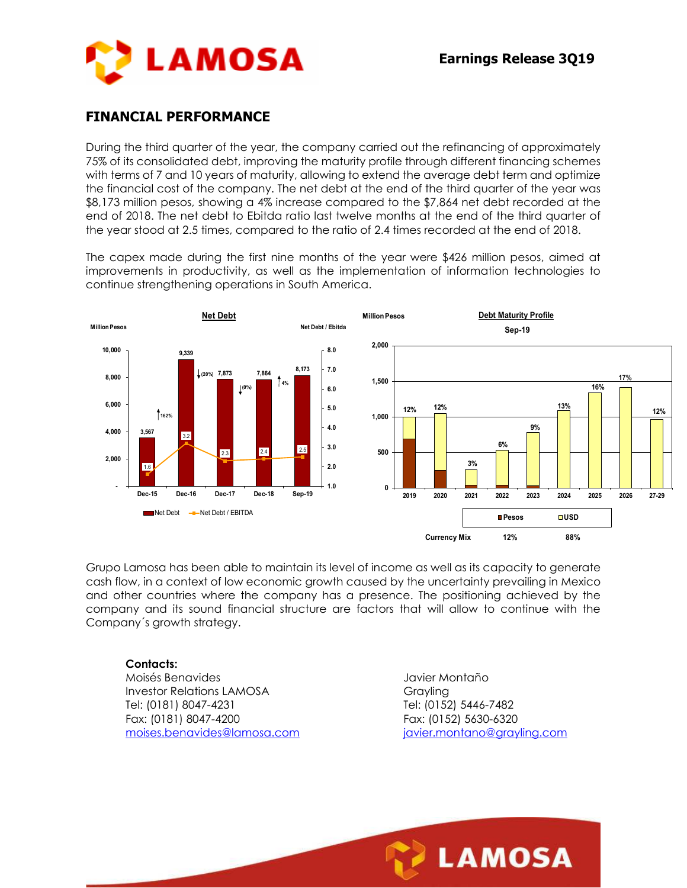## FINANCIAL PERFORMANCE

During the third quarter of the year, the company carried out the refinancing of approximately 75% of its consolidated debt, improving the maturity profile through different financing schemes with terms of 7 and 10 years of maturity, allowing to extend the average debt term and optimize the financial cost of the company. The net debt at the end of the third quarter of the year was $8,173 million pesos, showing a 4% increase compared to the $7,864 net debt recorded at the end of 2018. The net debt to Ebitda ratio last twelve months at the end of the third quarter of the year stood at 2.5 times, compared to the ratio of 2.4 times recorded at the end of 2018.

The capex made during the first nine months of the year were $426 million pesos, aimed at improvements in productivity, as well as the implementation of information technologies to continue strengthening operations in South America.

**Net Debt**

Million Pesos

Net Debt / Ebitda

3,567 — 9,339 — 7,873 — 7,864 — 8,173

162% — (20%) — (0%) — 4%

1.6 — 3.2 — 2.3 — 2.4 — 2.5

Dec-15 — Dec-16 — Dec-17 — Dec-18 — Sep-19

Net Debt — Net Debt / EBITDA

**Debt Maturity Profile**

Sep-19

Million Pesos

2019: 12% — 2020: 12% — 2021: 3% — 2022: 6% — 2023: 9% — 2024: 13% — 2025: 16% — 2026: 17% — 27-29: 12%

Pesos — USD

Currency Mix 12% 88%

Grupo Lamosa has been able to maintain its level of income as well as its capacity to generate cash flow, in a context of low economic growth caused by the uncertainty prevailing in Mexico and other countries where the company has a presence. The positioning achieved by the company and its sound financial structure are factors that will allow to continue with the Company´s growth strategy.

**Contacts:**

Moisés Benavides
Investor Relations LAMOSA
Tel: (0181) 8047-4231
Fax: (0181) 8047-4200
moises.benavides@lamosa.com

Javier Montaño
Grayling
Tel: (0152) 5446-7482
Fax: (0152) 5630-6320
javier.montano@grayling.com